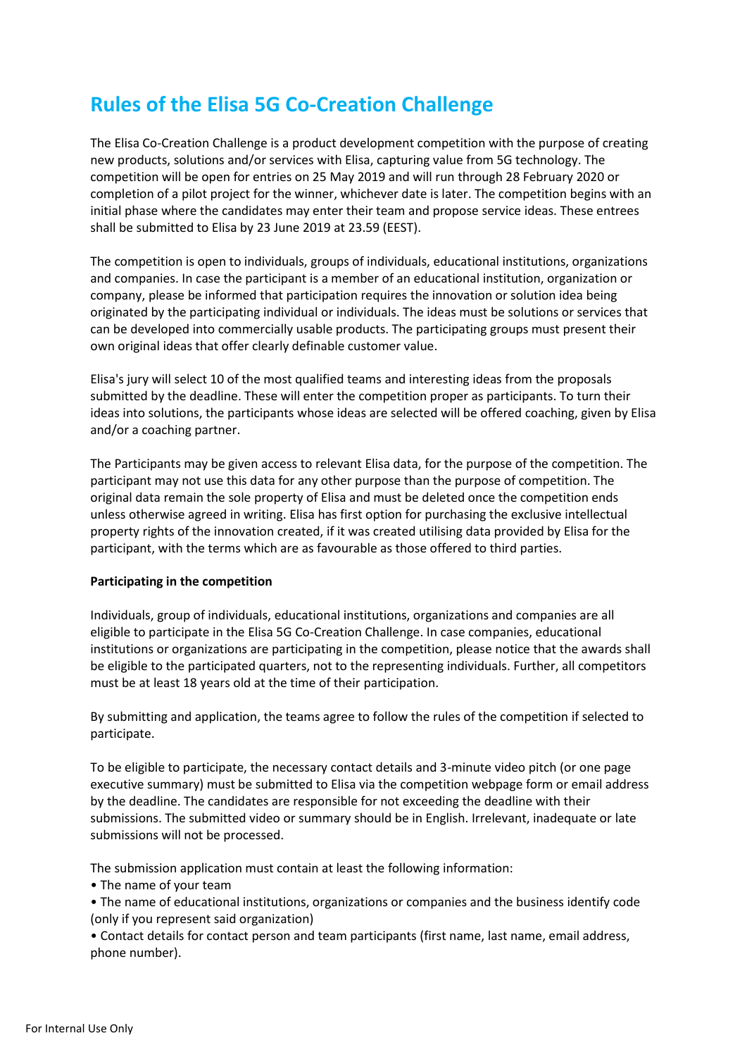# Rules of the Elisa 5G Co-Creation Challenge

The Elisa Co-Creation Challenge is a product development competition with the purpose of creating new products, solutions and/or services with Elisa, capturing value from 5G technology. The competition will be open for entries on 25 May 2019 and will run through 28 February 2020 or completion of a pilot project for the winner, whichever date is later. The competition begins with an initial phase where the candidates may enter their team and propose service ideas. These entrees shall be submitted to Elisa by 23 June 2019 at 23.59 (EEST).

The competition is open to individuals, groups of individuals, educational institutions, organizations and companies. In case the participant is a member of an educational institution, organization or company, please be informed that participation requires the innovation or solution idea being originated by the participating individual or individuals. The ideas must be solutions or services that can be developed into commercially usable products. The participating groups must present their own original ideas that offer clearly definable customer value.

Elisa's jury will select 10 of the most qualified teams and interesting ideas from the proposals submitted by the deadline. These will enter the competition proper as participants. To turn their ideas into solutions, the participants whose ideas are selected will be offered coaching, given by Elisa and/or a coaching partner.

The Participants may be given access to relevant Elisa data, for the purpose of the competition. The participant may not use this data for any other purpose than the purpose of competition. The original data remain the sole property of Elisa and must be deleted once the competition ends unless otherwise agreed in writing. Elisa has first option for purchasing the exclusive intellectual property rights of the innovation created, if it was created utilising data provided by Elisa for the participant, with the terms which are as favourable as those offered to third parties.

**Participating in the competition**

Individuals, group of individuals, educational institutions, organizations and companies are all eligible to participate in the Elisa 5G Co-Creation Challenge. In case companies, educational institutions or organizations are participating in the competition, please notice that the awards shall be eligible to the participated quarters, not to the representing individuals. Further, all competitors must be at least 18 years old at the time of their participation.

By submitting and application, the teams agree to follow the rules of the competition if selected to participate.

To be eligible to participate, the necessary contact details and 3-minute video pitch (or one page executive summary) must be submitted to Elisa via the competition webpage form or email address by the deadline. The candidates are responsible for not exceeding the deadline with their submissions. The submitted video or summary should be in English. Irrelevant, inadequate or late submissions will not be processed.

The submission application must contain at least the following information:

- The name of your team
- The name of educational institutions, organizations or companies and the business identify code (only if you represent said organization)
- Contact details for contact person and team participants (first name, last name, email address, phone number).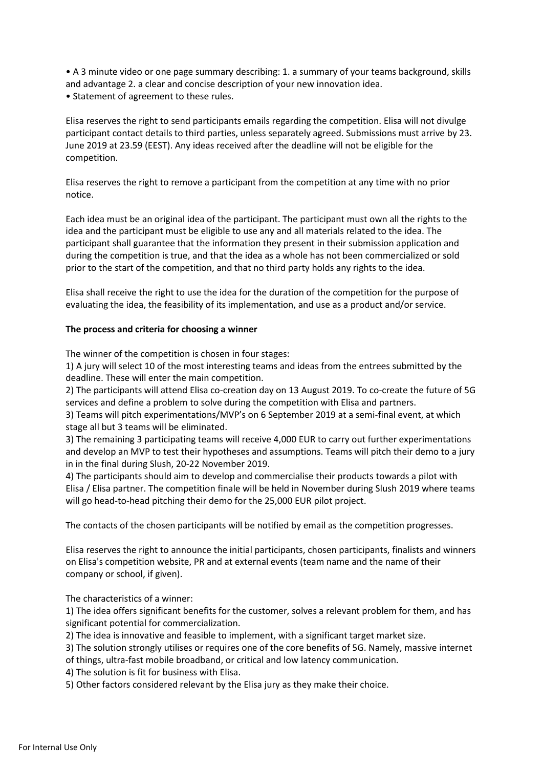- A 3 minute video or one page summary describing: 1. a summary of your teams background, skills and advantage 2. a clear and concise description of your new innovation idea.
- Statement of agreement to these rules.

Elisa reserves the right to send participants emails regarding the competition. Elisa will not divulge participant contact details to third parties, unless separately agreed. Submissions must arrive by 23. June 2019 at 23.59 (EEST). Any ideas received after the deadline will not be eligible for the competition.

Elisa reserves the right to remove a participant from the competition at any time with no prior notice.

Each idea must be an original idea of the participant. The participant must own all the rights to the idea and the participant must be eligible to use any and all materials related to the idea. The participant shall guarantee that the information they present in their submission application and during the competition is true, and that the idea as a whole has not been commercialized or sold prior to the start of the competition, and that no third party holds any rights to the idea.

Elisa shall receive the right to use the idea for the duration of the competition for the purpose of evaluating the idea, the feasibility of its implementation, and use as a product and/or service.

**The process and criteria for choosing a winner**

The winner of the competition is chosen in four stages:

1) A jury will select 10 of the most interesting teams and ideas from the entrees submitted by the deadline. These will enter the main competition.
2) The participants will attend Elisa co-creation day on 13 August 2019. To co-create the future of 5G services and define a problem to solve during the competition with Elisa and partners.
3) Teams will pitch experimentations/MVP's on 6 September 2019 at a semi-final event, at which stage all but 3 teams will be eliminated.
3) The remaining 3 participating teams will receive 4,000 EUR to carry out further experimentations and develop an MVP to test their hypotheses and assumptions. Teams will pitch their demo to a jury in in the final during Slush, 20-22 November 2019.
4) The participants should aim to develop and commercialise their products towards a pilot with Elisa / Elisa partner. The competition finale will be held in November during Slush 2019 where teams will go head-to-head pitching their demo for the 25,000 EUR pilot project.

The contacts of the chosen participants will be notified by email as the competition progresses.

Elisa reserves the right to announce the initial participants, chosen participants, finalists and winners on Elisa's competition website, PR and at external events (team name and the name of their company or school, if given).

The characteristics of a winner:

1) The idea offers significant benefits for the customer, solves a relevant problem for them, and has significant potential for commercialization.
2) The idea is innovative and feasible to implement, with a significant target market size.
3) The solution strongly utilises or requires one of the core benefits of 5G. Namely, massive internet of things, ultra-fast mobile broadband, or critical and low latency communication.
4) The solution is fit for business with Elisa.
5) Other factors considered relevant by the Elisa jury as they make their choice.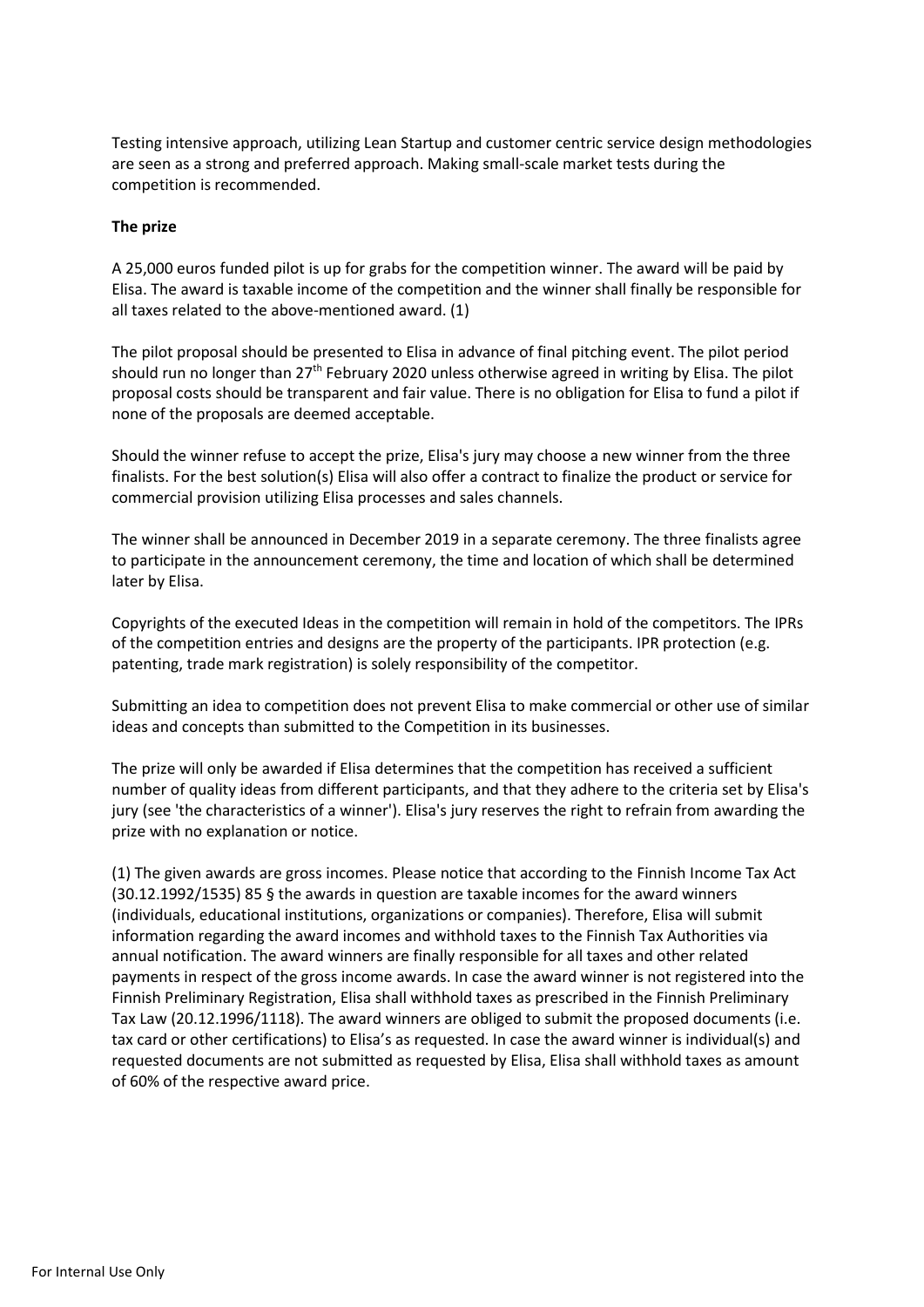Testing intensive approach, utilizing Lean Startup and customer centric service design methodologies are seen as a strong and preferred approach. Making small-scale market tests during the competition is recommended.

**The prize**

A 25,000 euros funded pilot is up for grabs for the competition winner. The award will be paid by Elisa. The award is taxable income of the competition and the winner shall finally be responsible for all taxes related to the above-mentioned award. (1)

The pilot proposal should be presented to Elisa in advance of final pitching event. The pilot period should run no longer than 27th February 2020 unless otherwise agreed in writing by Elisa. The pilot proposal costs should be transparent and fair value. There is no obligation for Elisa to fund a pilot if none of the proposals are deemed acceptable.

Should the winner refuse to accept the prize, Elisa's jury may choose a new winner from the three finalists. For the best solution(s) Elisa will also offer a contract to finalize the product or service for commercial provision utilizing Elisa processes and sales channels.

The winner shall be announced in December 2019 in a separate ceremony. The three finalists agree to participate in the announcement ceremony, the time and location of which shall be determined later by Elisa.

Copyrights of the executed Ideas in the competition will remain in hold of the competitors. The IPRs of the competition entries and designs are the property of the participants. IPR protection (e.g. patenting, trade mark registration) is solely responsibility of the competitor.

Submitting an idea to competition does not prevent Elisa to make commercial or other use of similar ideas and concepts than submitted to the Competition in its businesses.

The prize will only be awarded if Elisa determines that the competition has received a sufficient number of quality ideas from different participants, and that they adhere to the criteria set by Elisa's jury (see 'the characteristics of a winner'). Elisa's jury reserves the right to refrain from awarding the prize with no explanation or notice.

(1) The given awards are gross incomes. Please notice that according to the Finnish Income Tax Act (30.12.1992/1535) 85 § the awards in question are taxable incomes for the award winners (individuals, educational institutions, organizations or companies). Therefore, Elisa will submit information regarding the award incomes and withhold taxes to the Finnish Tax Authorities via annual notification. The award winners are finally responsible for all taxes and other related payments in respect of the gross income awards. In case the award winner is not registered into the Finnish Preliminary Registration, Elisa shall withhold taxes as prescribed in the Finnish Preliminary Tax Law (20.12.1996/1118). The award winners are obliged to submit the proposed documents (i.e. tax card or other certifications) to Elisa's as requested. In case the award winner is individual(s) and requested documents are not submitted as requested by Elisa, Elisa shall withhold taxes as amount of 60% of the respective award price.